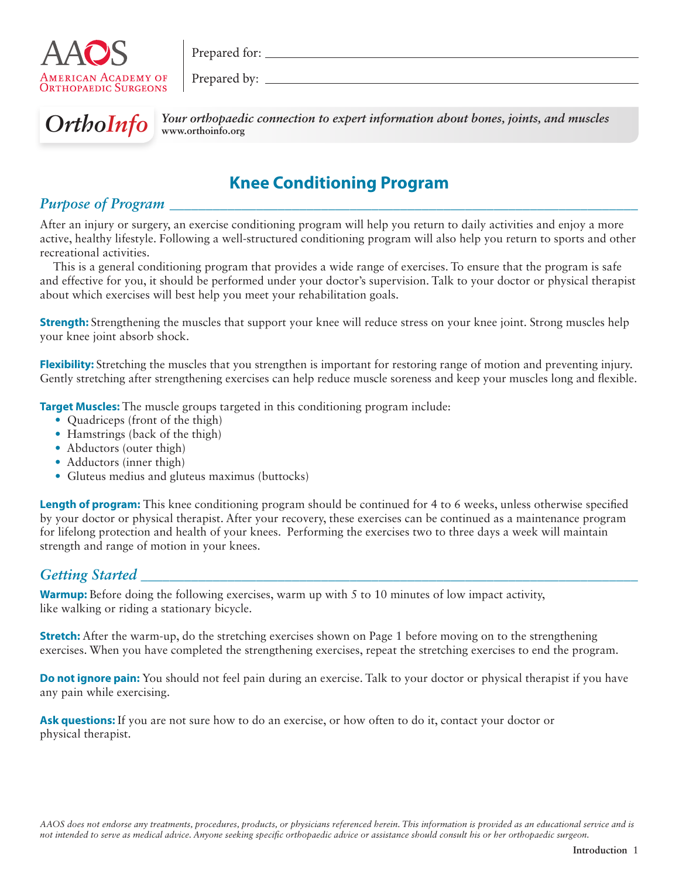AAOS
American Academy of Orthopaedic Surgeons

Prepared for: \_\_\_\_\_\_\_\_\_\_\_\_\_\_\_\_\_\_\_\_\_\_\_\_\_\_\_\_\_\_\_\_

Prepared by: \_\_\_\_\_\_\_\_\_\_\_\_\_\_\_\_\_\_\_\_\_\_\_\_\_\_\_\_\_\_\_\_

*OrthoInfo* *Your orthopaedic connection to expert information about bones, joints, and muscles*
**www.orthoinfo.org**

# Knee Conditioning Program

## *Purpose of Program*

After an injury or surgery, an exercise conditioning program will help you return to daily activities and enjoy a more active, healthy lifestyle. Following a well-structured conditioning program will also help you return to sports and other recreational activities.

This is a general conditioning program that provides a wide range of exercises. To ensure that the program is safe and effective for you, it should be performed under your doctor's supervision. Talk to your doctor or physical therapist about which exercises will best help you meet your rehabilitation goals.

**Strength:** Strengthening the muscles that support your knee will reduce stress on your knee joint. Strong muscles help your knee joint absorb shock.

**Flexibility:** Stretching the muscles that you strengthen is important for restoring range of motion and preventing injury. Gently stretching after strengthening exercises can help reduce muscle soreness and keep your muscles long and flexible.

**Target Muscles:** The muscle groups targeted in this conditioning program include:

- Quadriceps (front of the thigh)
- Hamstrings (back of the thigh)
- Abductors (outer thigh)
- Adductors (inner thigh)
- Gluteus medius and gluteus maximus (buttocks)

**Length of program:** This knee conditioning program should be continued for 4 to 6 weeks, unless otherwise specified by your doctor or physical therapist. After your recovery, these exercises can be continued as a maintenance program for lifelong protection and health of your knees. Performing the exercises two to three days a week will maintain strength and range of motion in your knees.

## *Getting Started*

**Warmup:** Before doing the following exercises, warm up with 5 to 10 minutes of low impact activity, like walking or riding a stationary bicycle.

**Stretch:** After the warm-up, do the stretching exercises shown on Page 1 before moving on to the strengthening exercises. When you have completed the strengthening exercises, repeat the stretching exercises to end the program.

**Do not ignore pain:** You should not feel pain during an exercise. Talk to your doctor or physical therapist if you have any pain while exercising.

**Ask questions:** If you are not sure how to do an exercise, or how often to do it, contact your doctor or physical therapist.

*AAOS does not endorse any treatments, procedures, products, or physicians referenced herein. This information is provided as an educational service and is not intended to serve as medical advice. Anyone seeking specific orthopaedic advice or assistance should consult his or her orthopaedic surgeon.*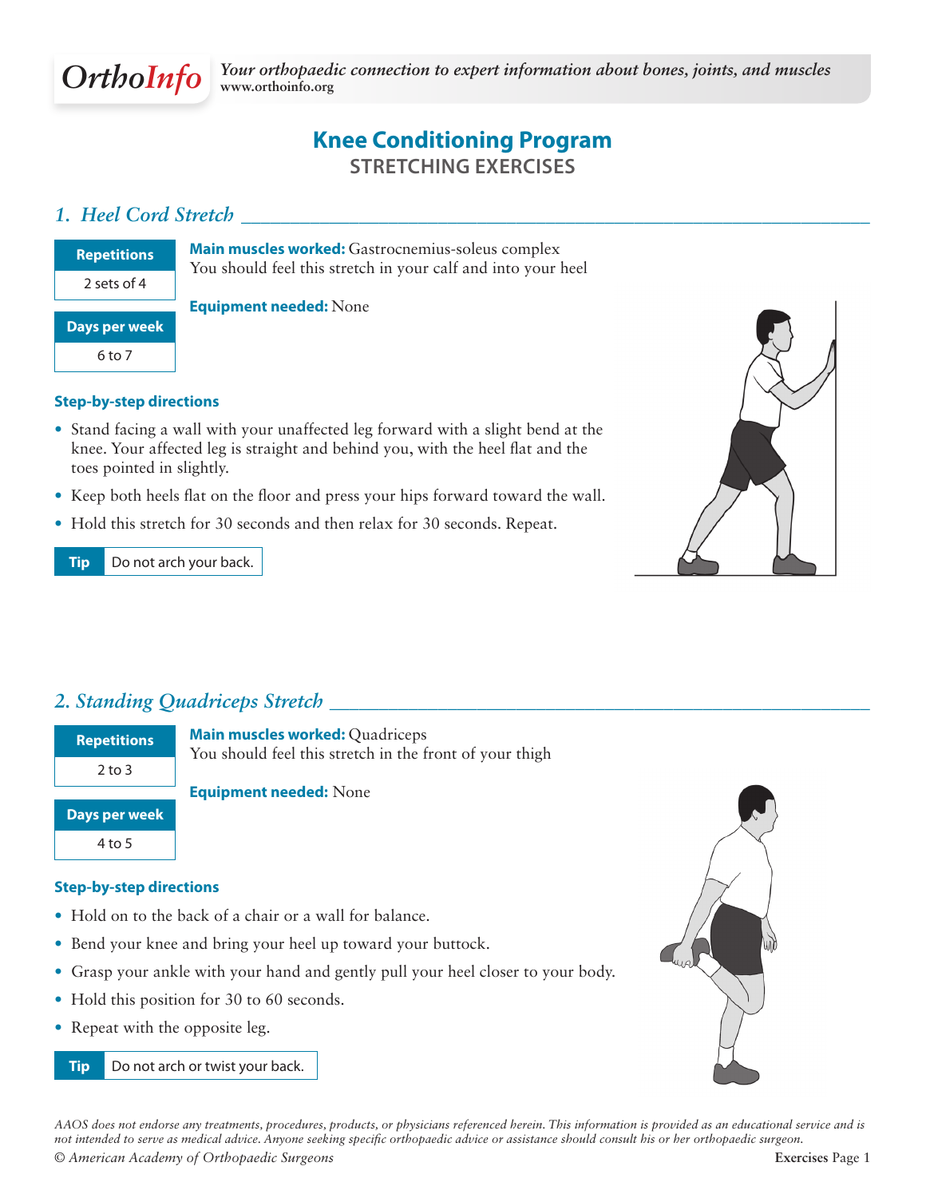# Knee Conditioning Program

## STRETCHING EXERCISES

### *1. Heel Cord Stretch*

| Repetitions |
| --- |
| 2 sets of 4 |

| Days per week |
| --- |
| 6 to 7 |

**Main muscles worked:** Gastrocnemius-soleus complex
You should feel this stretch in your calf and into your heel

**Equipment needed:** None

**Step-by-step directions**

- Stand facing a wall with your unaffected leg forward with a slight bend at the knee. Your affected leg is straight and behind you, with the heel flat and the toes pointed in slightly.
- Keep both heels flat on the floor and press your hips forward toward the wall.
- Hold this stretch for 30 seconds and then relax for 30 seconds. Repeat.

**Tip** Do not arch your back.

### *2. Standing Quadriceps Stretch*

| Repetitions |
| --- |
| 2 to 3 |

| Days per week |
| --- |
| 4 to 5 |

**Main muscles worked:** Quadriceps
You should feel this stretch in the front of your thigh

**Equipment needed:** None

**Step-by-step directions**

- Hold on to the back of a chair or a wall for balance.
- Bend your knee and bring your heel up toward your buttock.
- Grasp your ankle with your hand and gently pull your heel closer to your body.
- Hold this position for 30 to 60 seconds.
- Repeat with the opposite leg.

**Tip** Do not arch or twist your back.

*AAOS does not endorse any treatments, procedures, products, or physicians referenced herein. This information is provided as an educational service and is not intended to serve as medical advice. Anyone seeking specific orthopaedic advice or assistance should consult his or her orthopaedic surgeon.*

*© American Academy of Orthopaedic Surgeons*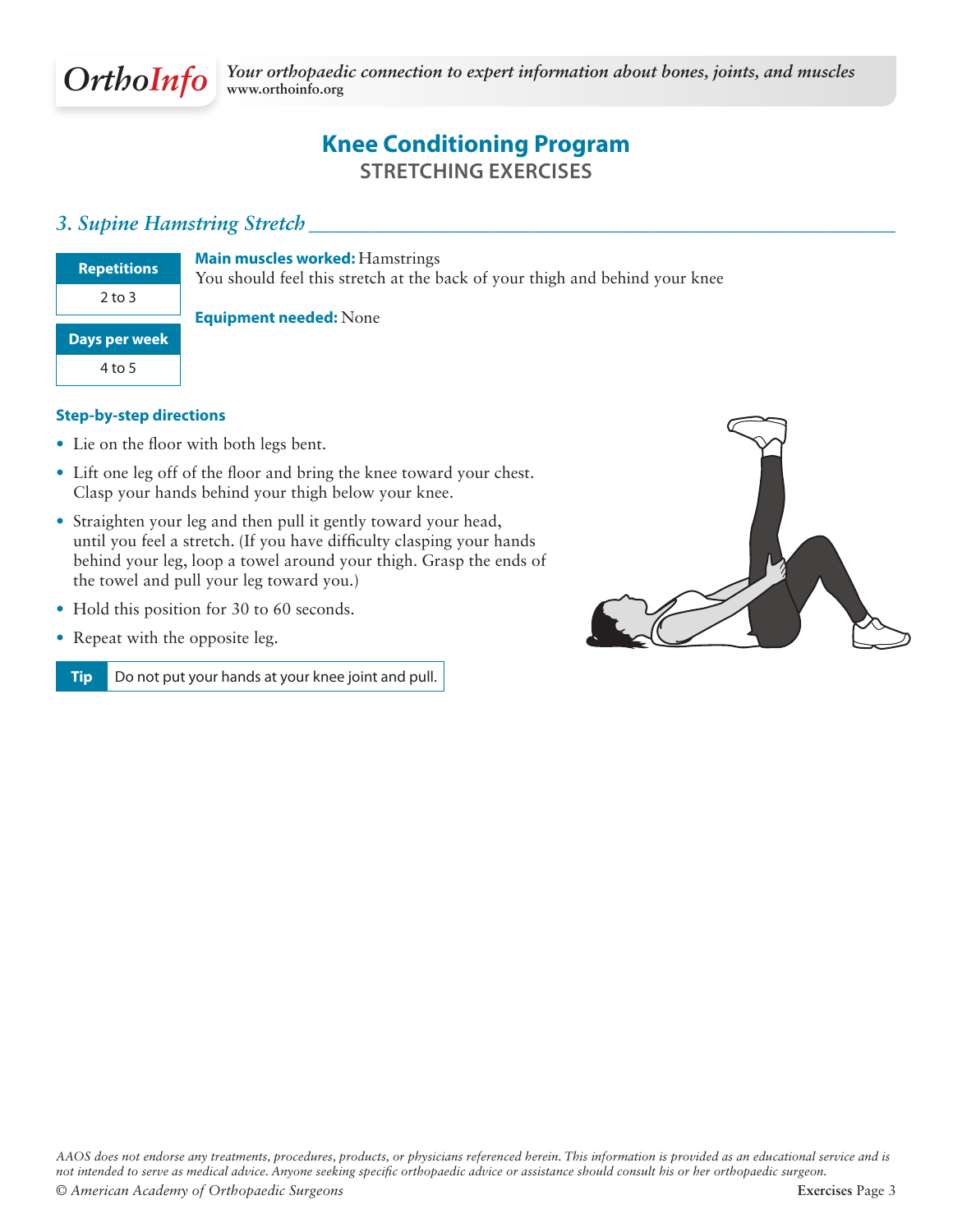# Knee Conditioning Program

## STRETCHING EXERCISES

### *3. Supine Hamstring Stretch*

| Repetitions |
| --- |
| 2 to 3 |

| Days per week |
| --- |
| 4 to 5 |

**Main muscles worked:** Hamstrings
You should feel this stretch at the back of your thigh and behind your knee

**Equipment needed:** None

**Step-by-step directions**

- Lie on the floor with both legs bent.
- Lift one leg off of the floor and bring the knee toward your chest. Clasp your hands behind your thigh below your knee.
- Straighten your leg and then pull it gently toward your head, until you feel a stretch. (If you have difficulty clasping your hands behind your leg, loop a towel around your thigh. Grasp the ends of the towel and pull your leg toward you.)
- Hold this position for 30 to 60 seconds.
- Repeat with the opposite leg.

**Tip** Do not put your hands at your knee joint and pull.

*AAOS does not endorse any treatments, procedures, products, or physicians referenced herein. This information is provided as an educational service and is not intended to serve as medical advice. Anyone seeking specific orthopaedic advice or assistance should consult his or her orthopaedic surgeon.*

*© American Academy of Orthopaedic Surgeons*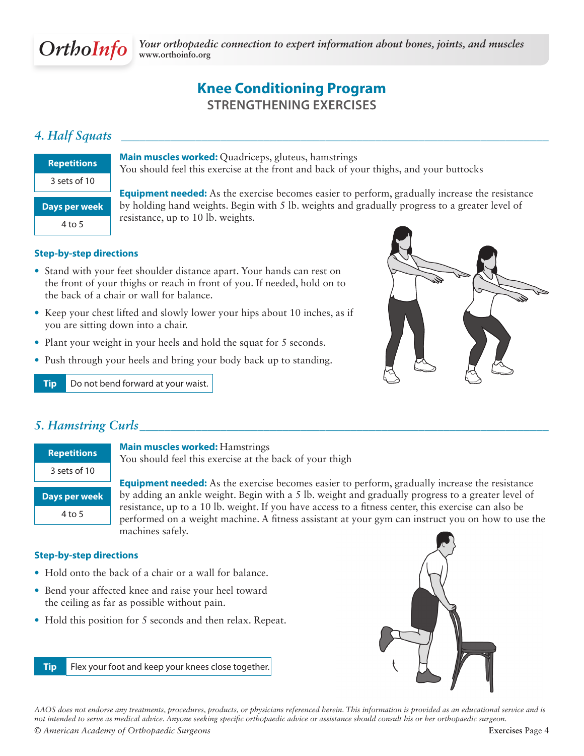# Knee Conditioning Program

## STRENGTHENING EXERCISES

### *4. Half Squats*

| Repetitions |
| --- |
| 3 sets of 10 |

| Days per week |
| --- |
| 4 to 5 |

**Main muscles worked:** Quadriceps, gluteus, hamstrings
You should feel this exercise at the front and back of your thighs, and your buttocks

**Equipment needed:** As the exercise becomes easier to perform, gradually increase the resistance by holding hand weights. Begin with 5 lb. weights and gradually progress to a greater level of resistance, up to 10 lb. weights.

**Step-by-step directions**

- Stand with your feet shoulder distance apart. Your hands can rest on the front of your thighs or reach in front of you. If needed, hold on to the back of a chair or wall for balance.
- Keep your chest lifted and slowly lower your hips about 10 inches, as if you are sitting down into a chair.
- Plant your weight in your heels and hold the squat for 5 seconds.
- Push through your heels and bring your body back up to standing.

**Tip** Do not bend forward at your waist.

### *5. Hamstring Curls*

| Repetitions |
| --- |
| 3 sets of 10 |

| Days per week |
| --- |
| 4 to 5 |

**Main muscles worked:** Hamstrings
You should feel this exercise at the back of your thigh

**Equipment needed:** As the exercise becomes easier to perform, gradually increase the resistance by adding an ankle weight. Begin with a 5 lb. weight and gradually progress to a greater level of resistance, up to a 10 lb. weight. If you have access to a fitness center, this exercise can also be performed on a weight machine. A fitness assistant at your gym can instruct you on how to use the machines safely.

**Step-by-step directions**

- Hold onto the back of a chair or a wall for balance.
- Bend your affected knee and raise your heel toward the ceiling as far as possible without pain.
- Hold this position for 5 seconds and then relax. Repeat.

**Tip** Flex your foot and keep your knees close together.

*AAOS does not endorse any treatments, procedures, products, or physicians referenced herein. This information is provided as an educational service and is not intended to serve as medical advice. Anyone seeking specific orthopaedic advice or assistance should consult his or her orthopaedic surgeon.*

*© American Academy of Orthopaedic Surgeons*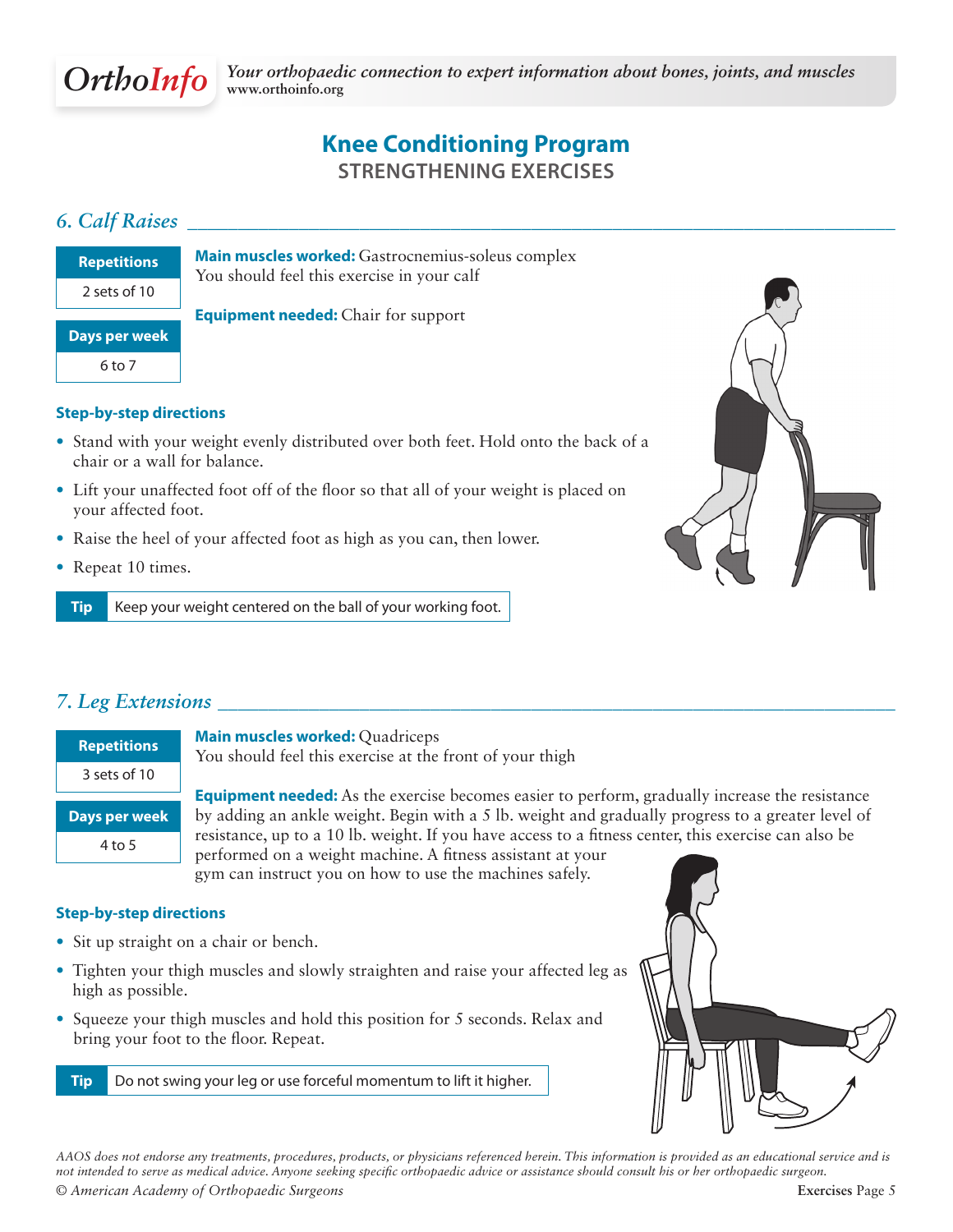# Knee Conditioning Program

## STRENGTHENING EXERCISES

### *6. Calf Raises*

| Repetitions |
| --- |
| 2 sets of 10 |

| Days per week |
| --- |
| 6 to 7 |

**Main muscles worked:** Gastrocnemius-soleus complex
You should feel this exercise in your calf

**Equipment needed:** Chair for support

**Step-by-step directions**

- Stand with your weight evenly distributed over both feet. Hold onto the back of a chair or a wall for balance.
- Lift your unaffected foot off of the floor so that all of your weight is placed on your affected foot.
- Raise the heel of your affected foot as high as you can, then lower.
- Repeat 10 times.

**Tip** Keep your weight centered on the ball of your working foot.

### *7. Leg Extensions*

| Repetitions |
| --- |
| 3 sets of 10 |

| Days per week |
| --- |
| 4 to 5 |

**Main muscles worked:** Quadriceps
You should feel this exercise at the front of your thigh

**Equipment needed:** As the exercise becomes easier to perform, gradually increase the resistance by adding an ankle weight. Begin with a 5 lb. weight and gradually progress to a greater level of resistance, up to a 10 lb. weight. If you have access to a fitness center, this exercise can also be performed on a weight machine. A fitness assistant at your gym can instruct you on how to use the machines safely.

**Step-by-step directions**

- Sit up straight on a chair or bench.
- Tighten your thigh muscles and slowly straighten and raise your affected leg as high as possible.
- Squeeze your thigh muscles and hold this position for 5 seconds. Relax and bring your foot to the floor. Repeat.

**Tip** Do not swing your leg or use forceful momentum to lift it higher.

*AAOS does not endorse any treatments, procedures, products, or physicians referenced herein. This information is provided as an educational service and is not intended to serve as medical advice. Anyone seeking specific orthopaedic advice or assistance should consult his or her orthopaedic surgeon.*

*© American Academy of Orthopaedic Surgeons*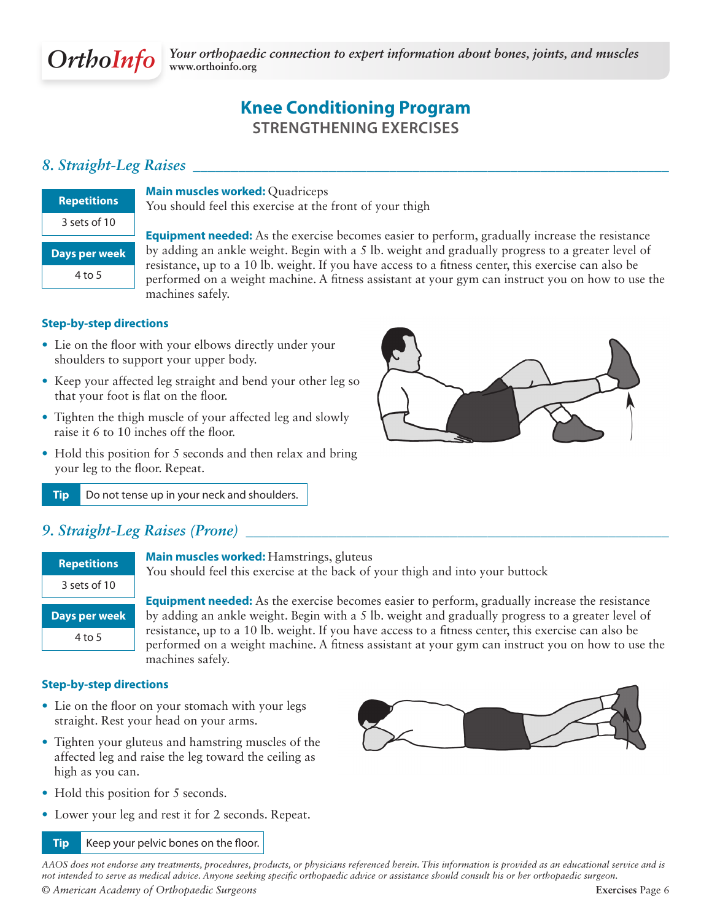# Knee Conditioning Program

## STRENGTHENING EXERCISES

### *8. Straight-Leg Raises*

| Repetitions |
| --- |
| 3 sets of 10 |

| Days per week |
| --- |
| 4 to 5 |

**Main muscles worked:** Quadriceps
You should feel this exercise at the front of your thigh

**Equipment needed:** As the exercise becomes easier to perform, gradually increase the resistance by adding an ankle weight. Begin with a 5 lb. weight and gradually progress to a greater level of resistance, up to a 10 lb. weight. If you have access to a fitness center, this exercise can also be performed on a weight machine. A fitness assistant at your gym can instruct you on how to use the machines safely.

**Step-by-step directions**

- Lie on the floor with your elbows directly under your shoulders to support your upper body.
- Keep your affected leg straight and bend your other leg so that your foot is flat on the floor.
- Tighten the thigh muscle of your affected leg and slowly raise it 6 to 10 inches off the floor.
- Hold this position for 5 seconds and then relax and bring your leg to the floor. Repeat.

**Tip** Do not tense up in your neck and shoulders.

### *9. Straight-Leg Raises (Prone)*

| Repetitions |
| --- |
| 3 sets of 10 |

| Days per week |
| --- |
| 4 to 5 |

**Main muscles worked:** Hamstrings, gluteus
You should feel this exercise at the back of your thigh and into your buttock

**Equipment needed:** As the exercise becomes easier to perform, gradually increase the resistance by adding an ankle weight. Begin with a 5 lb. weight and gradually progress to a greater level of resistance, up to a 10 lb. weight. If you have access to a fitness center, this exercise can also be performed on a weight machine. A fitness assistant at your gym can instruct you on how to use the machines safely.

**Step-by-step directions**

- Lie on the floor on your stomach with your legs straight. Rest your head on your arms.
- Tighten your gluteus and hamstring muscles of the affected leg and raise the leg toward the ceiling as high as you can.
- Hold this position for 5 seconds.
- Lower your leg and rest it for 2 seconds. Repeat.

**Tip** Keep your pelvic bones on the floor.

*AAOS does not endorse any treatments, procedures, products, or physicians referenced herein. This information is provided as an educational service and is not intended to serve as medical advice. Anyone seeking specific orthopaedic advice or assistance should consult his or her orthopaedic surgeon.*

*© American Academy of Orthopaedic Surgeons*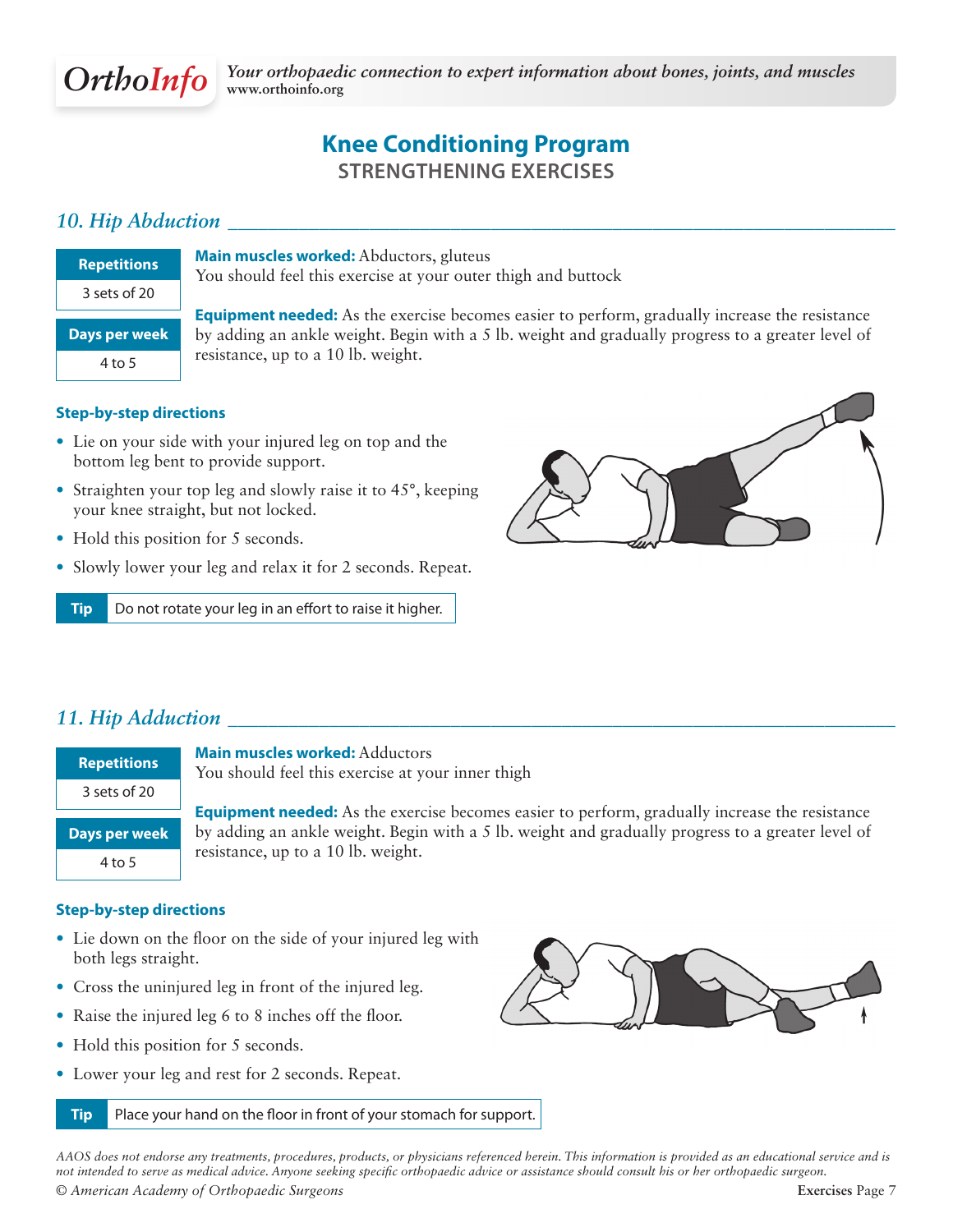# Knee Conditioning Program

## STRENGTHENING EXERCISES

### *10. Hip Abduction*

| Repetitions |
|---|
| 3 sets of 20 |

| Days per week |
|---|
| 4 to 5 |

**Main muscles worked:** Abductors, gluteus
You should feel this exercise at your outer thigh and buttock

**Equipment needed:** As the exercise becomes easier to perform, gradually increase the resistance by adding an ankle weight. Begin with a 5 lb. weight and gradually progress to a greater level of resistance, up to a 10 lb. weight.

**Step-by-step directions**

- Lie on your side with your injured leg on top and the bottom leg bent to provide support.
- Straighten your top leg and slowly raise it to 45°, keeping your knee straight, but not locked.
- Hold this position for 5 seconds.
- Slowly lower your leg and relax it for 2 seconds. Repeat.

**Tip** Do not rotate your leg in an effort to raise it higher.

### *11. Hip Adduction*

| Repetitions |
|---|
| 3 sets of 20 |

| Days per week |
|---|
| 4 to 5 |

**Main muscles worked:** Adductors
You should feel this exercise at your inner thigh

**Equipment needed:** As the exercise becomes easier to perform, gradually increase the resistance by adding an ankle weight. Begin with a 5 lb. weight and gradually progress to a greater level of resistance, up to a 10 lb. weight.

**Step-by-step directions**

- Lie down on the floor on the side of your injured leg with both legs straight.
- Cross the uninjured leg in front of the injured leg.
- Raise the injured leg 6 to 8 inches off the floor.
- Hold this position for 5 seconds.
- Lower your leg and rest for 2 seconds. Repeat.

**Tip** Place your hand on the floor in front of your stomach for support.

*AAOS does not endorse any treatments, procedures, products, or physicians referenced herein. This information is provided as an educational service and is not intended to serve as medical advice. Anyone seeking specific orthopaedic advice or assistance should consult his or her orthopaedic surgeon.*

*© American Academy of Orthopaedic Surgeons*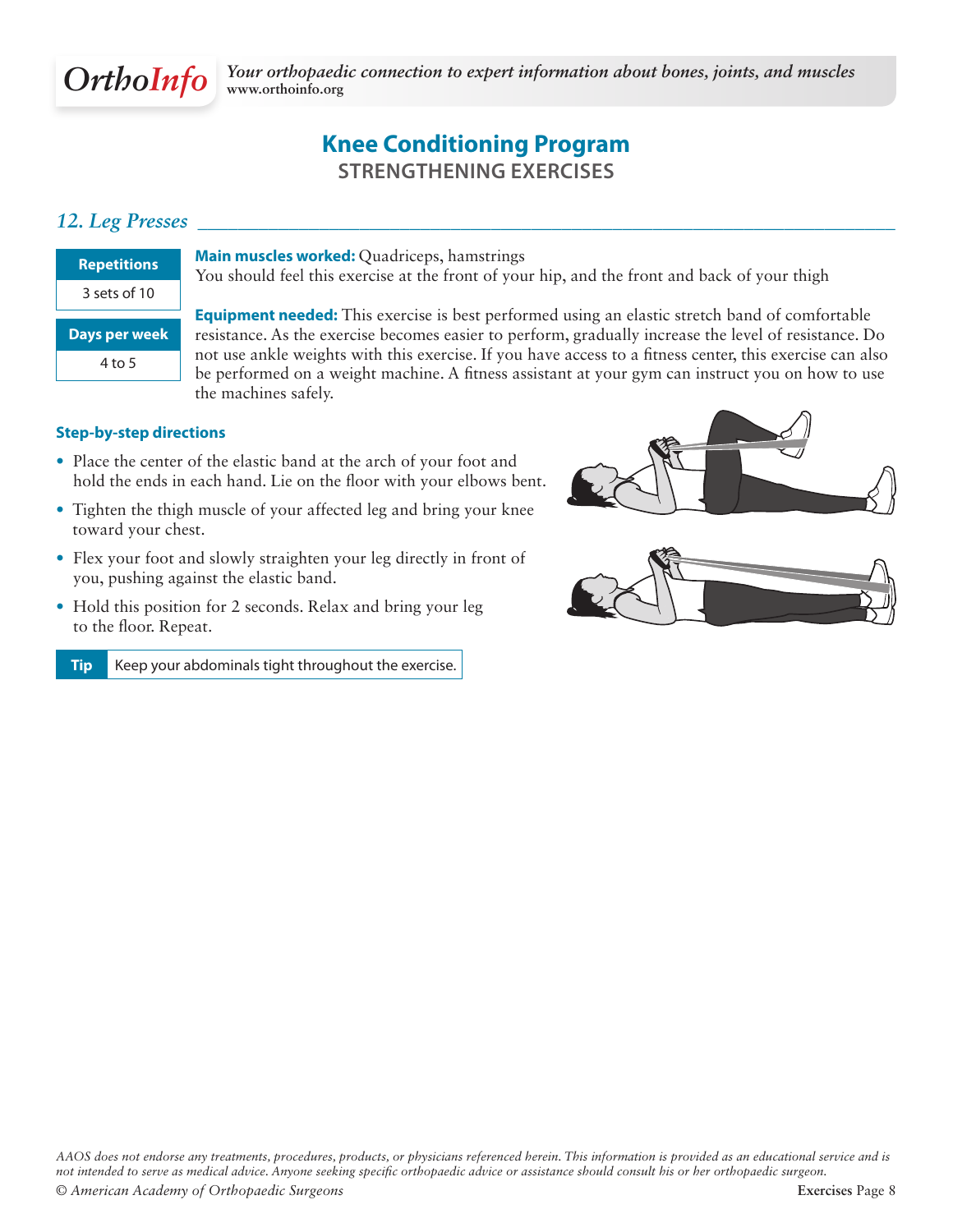# Knee Conditioning Program

## STRENGTHENING EXERCISES

### 12. Leg Presses

| Repetitions |
| --- |
| 3 sets of 10 |

| Days per week |
| --- |
| 4 to 5 |

**Main muscles worked:** Quadriceps, hamstrings
You should feel this exercise at the front of your hip, and the front and back of your thigh

**Equipment needed:** This exercise is best performed using an elastic stretch band of comfortable resistance. As the exercise becomes easier to perform, gradually increase the level of resistance. Do not use ankle weights with this exercise. If you have access to a fitness center, this exercise can also be performed on a weight machine. A fitness assistant at your gym can instruct you on how to use the machines safely.

**Step-by-step directions**

- Place the center of the elastic band at the arch of your foot and hold the ends in each hand. Lie on the floor with your elbows bent.
- Tighten the thigh muscle of your affected leg and bring your knee toward your chest.
- Flex your foot and slowly straighten your leg directly in front of you, pushing against the elastic band.
- Hold this position for 2 seconds. Relax and bring your leg to the floor. Repeat.

**Tip** Keep your abdominals tight throughout the exercise.

*AAOS does not endorse any treatments, procedures, products, or physicians referenced herein. This information is provided as an educational service and is not intended to serve as medical advice. Anyone seeking specific orthopaedic advice or assistance should consult his or her orthopaedic surgeon.*

*© American Academy of Orthopaedic Surgeons*